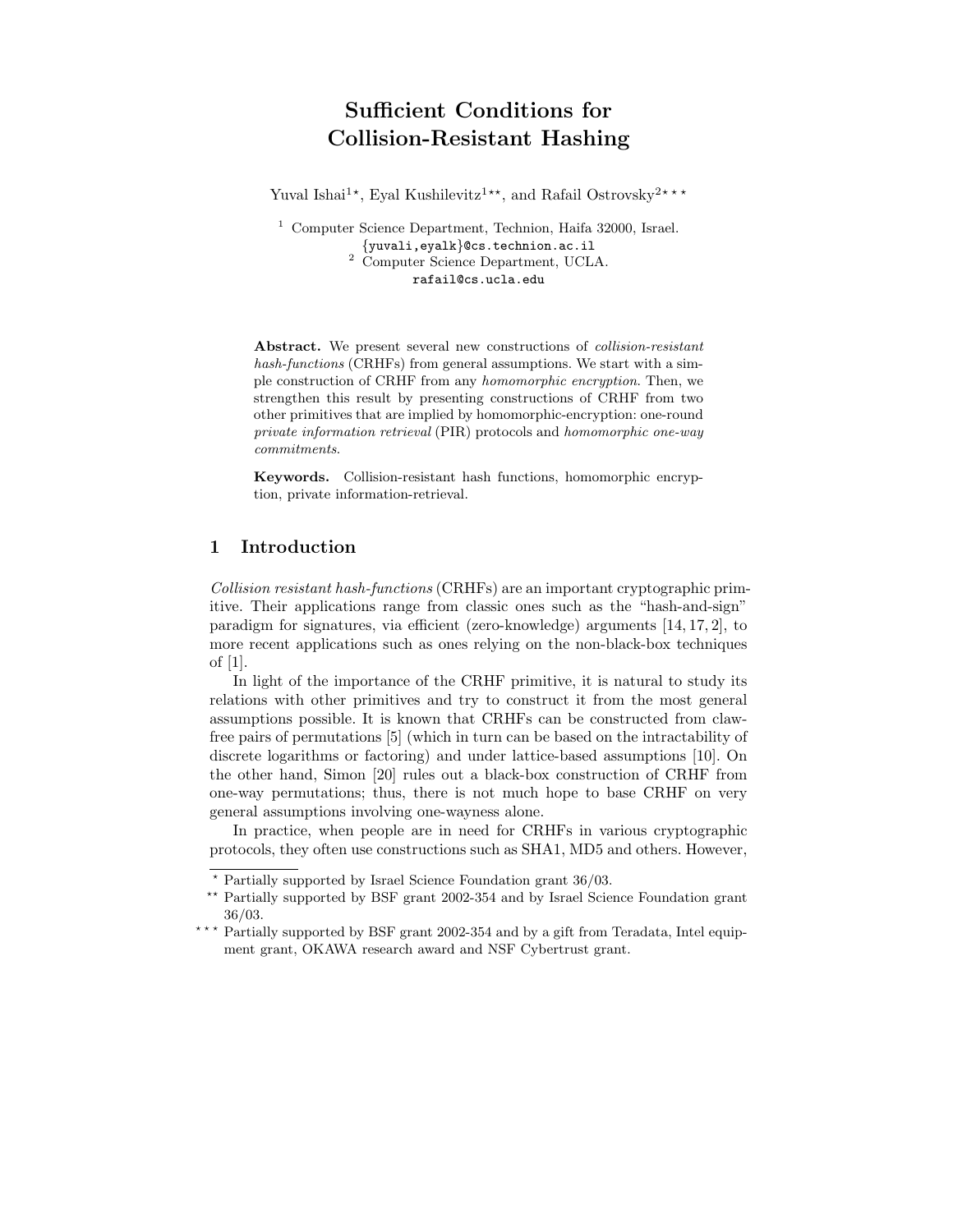# Sufficient Conditions for Collision-Resistant Hashing

Yuval Ishai[1*], Eyal Kushilevitz[1**], and Rafail Ostrovsky[2***]

[1] Computer Science Department, Technion, Haifa 32000, Israel.
{yuvali,eyalk}@cs.technion.ac.il

[2] Computer Science Department, UCLA.
rafail@cs.ucla.edu

**Abstract.** We present several new constructions of *collision-resistant hash-functions* (CRHFs) from general assumptions. We start with a simple construction of CRHF from any *homomorphic encryption*. Then, we strengthen this result by presenting constructions of CRHF from two other primitives that are implied by homomorphic-encryption: one-round *private information retrieval* (PIR) protocols and *homomorphic one-way commitments*.

**Keywords.** Collision-resistant hash functions, homomorphic encryption, private information-retrieval.

## 1 Introduction

*Collision resistant hash-functions* (CRHFs) are an important cryptographic primitive. Their applications range from classic ones such as the "hash-and-sign" paradigm for signatures, via efficient (zero-knowledge) arguments [14, 17, 2], to more recent applications such as ones relying on the non-black-box techniques of [1].

In light of the importance of the CRHF primitive, it is natural to study its relations with other primitives and try to construct it from the most general assumptions possible. It is known that CRHFs can be constructed from claw-free pairs of permutations [5] (which in turn can be based on the intractability of discrete logarithms or factoring) and under lattice-based assumptions [10]. On the other hand, Simon [20] rules out a black-box construction of CRHF from one-way permutations; thus, there is not much hope to base CRHF on very general assumptions involving one-wayness alone.

In practice, when people are in need for CRHFs in various cryptographic protocols, they often use constructions such as SHA1, MD5 and others. However,

---

* Partially supported by Israel Science Foundation grant 36/03.

** Partially supported by BSF grant 2002-354 and by Israel Science Foundation grant 36/03.

*** Partially supported by BSF grant 2002-354 and by a gift from Teradata, Intel equipment grant, OKAWA research award and NSF Cybertrust grant.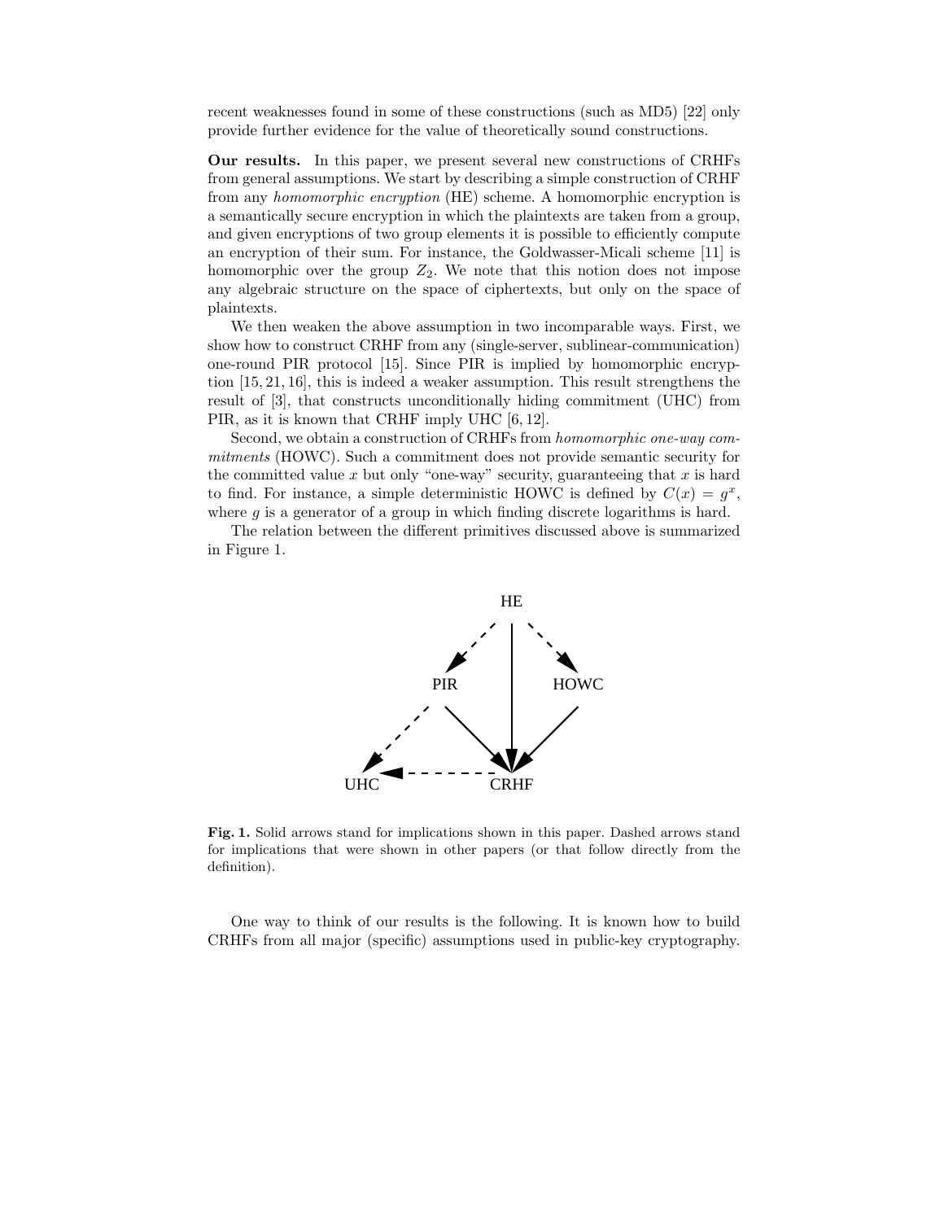recent weaknesses found in some of these constructions (such as MD5) [22] only provide further evidence for the value of theoretically sound constructions.

**Our results.** In this paper, we present several new constructions of CRHFs from general assumptions. We start by describing a simple construction of CRHF from any *homomorphic encryption* (HE) scheme. A homomorphic encryption is a semantically secure encryption in which the plaintexts are taken from a group, and given encryptions of two group elements it is possible to efficiently compute an encryption of their sum. For instance, the Goldwasser-Micali scheme [11] is homomorphic over the group $Z_2$. We note that this notion does not impose any algebraic structure on the space of ciphertexts, but only on the space of plaintexts.

We then weaken the above assumption in two incomparable ways. First, we show how to construct CRHF from any (single-server, sublinear-communication) one-round PIR protocol [15]. Since PIR is implied by homomorphic encryption [15, 21, 16], this is indeed a weaker assumption. This result strengthens the result of [3], that constructs unconditionally hiding commitment (UHC) from PIR, as it is known that CRHF imply UHC [6, 12].

Second, we obtain a construction of CRHFs from *homomorphic one-way commitments* (HOWC). Such a commitment does not provide semantic security for the committed value $x$ but only "one-way" security, guaranteeing that $x$ is hard to find. For instance, a simple deterministic HOWC is defined by $C(x) = g^x$, where $g$ is a generator of a group in which finding discrete logarithms is hard.

The relation between the different primitives discussed above is summarized in Figure 1.

**Fig. 1.** Solid arrows stand for implications shown in this paper. Dashed arrows stand for implications that were shown in other papers (or that follow directly from the definition).

One way to think of our results is the following. It is known how to build CRHFs from all major (specific) assumptions used in public-key cryptography.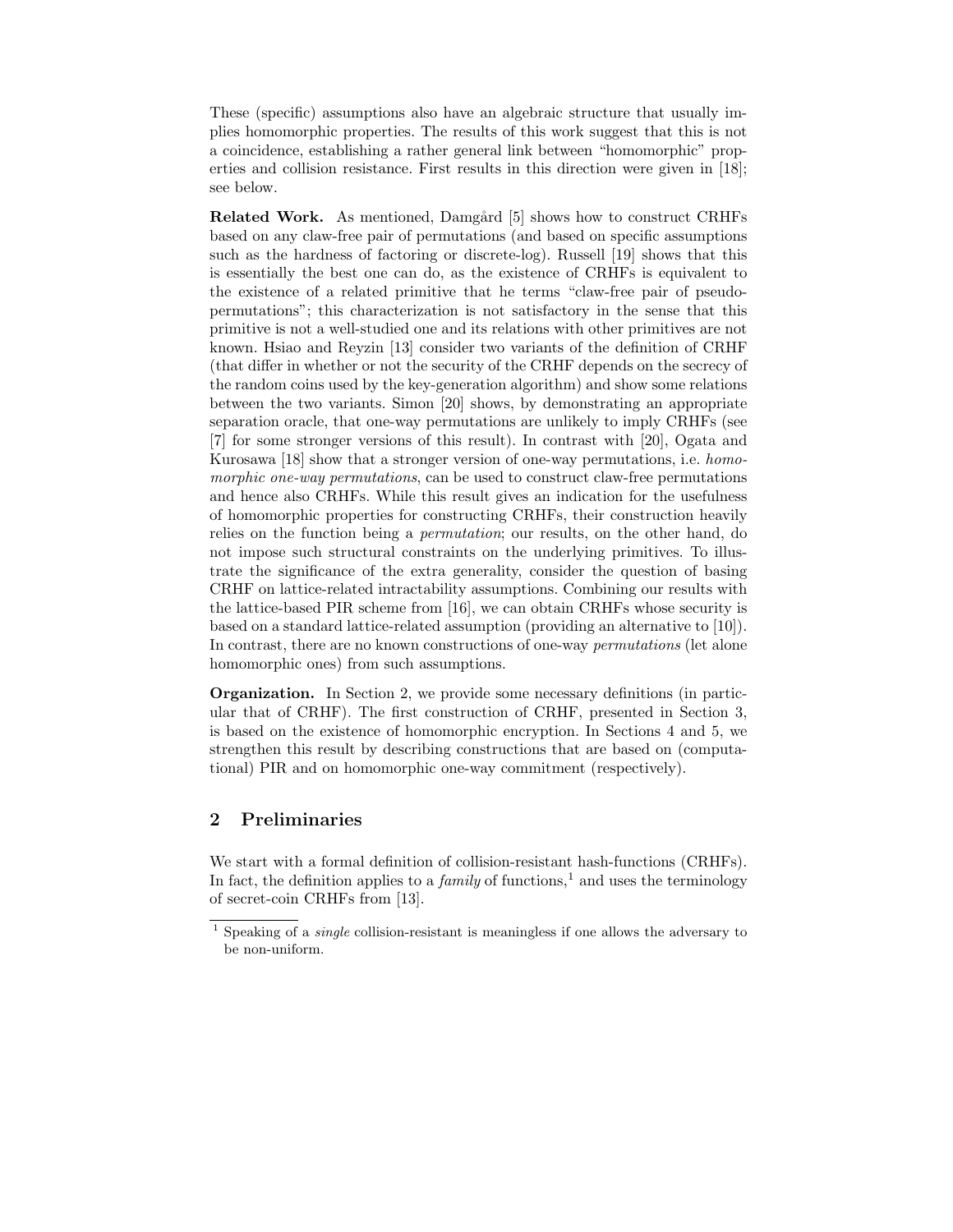These (specific) assumptions also have an algebraic structure that usually implies homomorphic properties. The results of this work suggest that this is not a coincidence, establishing a rather general link between "homomorphic" properties and collision resistance. First results in this direction were given in [18]; see below.

**Related Work.** As mentioned, Damgård [5] shows how to construct CRHFs based on any claw-free pair of permutations (and based on specific assumptions such as the hardness of factoring or discrete-log). Russell [19] shows that this is essentially the best one can do, as the existence of CRHFs is equivalent to the existence of a related primitive that he terms "claw-free pair of pseudo-permutations"; this characterization is not satisfactory in the sense that this primitive is not a well-studied one and its relations with other primitives are not known. Hsiao and Reyzin [13] consider two variants of the definition of CRHF (that differ in whether or not the security of the CRHF depends on the secrecy of the random coins used by the key-generation algorithm) and show some relations between the two variants. Simon [20] shows, by demonstrating an appropriate separation oracle, that one-way permutations are unlikely to imply CRHFs (see [7] for some stronger versions of this result). In contrast with [20], Ogata and Kurosawa [18] show that a stronger version of one-way permutations, i.e. *homomorphic one-way permutations*, can be used to construct claw-free permutations and hence also CRHFs. While this result gives an indication for the usefulness of homomorphic properties for constructing CRHFs, their construction heavily relies on the function being a *permutation*; our results, on the other hand, do not impose such structural constraints on the underlying primitives. To illustrate the significance of the extra generality, consider the question of basing CRHF on lattice-related intractability assumptions. Combining our results with the lattice-based PIR scheme from [16], we can obtain CRHFs whose security is based on a standard lattice-related assumption (providing an alternative to [10]). In contrast, there are no known constructions of one-way *permutations* (let alone homomorphic ones) from such assumptions.

**Organization.** In Section 2, we provide some necessary definitions (in particular that of CRHF). The first construction of CRHF, presented in Section 3, is based on the existence of homomorphic encryption. In Sections 4 and 5, we strengthen this result by describing constructions that are based on (computational) PIR and on homomorphic one-way commitment (respectively).

## 2 Preliminaries

We start with a formal definition of collision-resistant hash-functions (CRHFs). In fact, the definition applies to a *family* of functions,[1] and uses the terminology of secret-coin CRHFs from [13].

[1] Speaking of a *single* collision-resistant is meaningless if one allows the adversary to be non-uniform.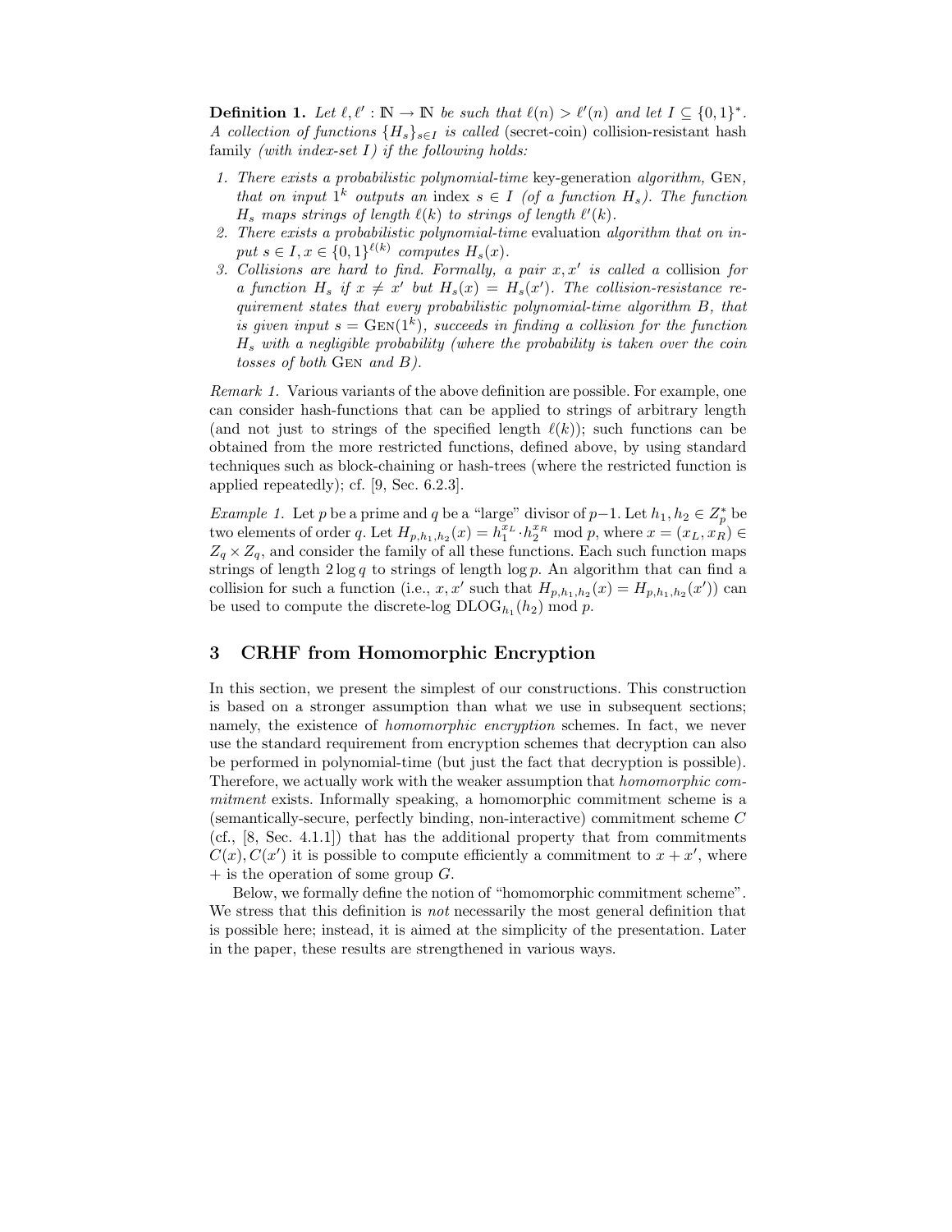**Definition 1.** *Let $\ell, \ell' : \mathbb{N} \to \mathbb{N}$ be such that $\ell(n) > \ell'(n)$ and let $I \subseteq \{0,1\}^*$. A collection of functions $\{H_s\}_{s \in I}$ is called* (secret-coin) collision-resistant hash family *(with index-set $I$) if the following holds:*

1. *There exists a probabilistic polynomial-time* key-generation *algorithm,* Gen, *that on input $1^k$ outputs an* index *$s \in I$ (of a function $H_s$). The function $H_s$ maps strings of length $\ell(k)$ to strings of length $\ell'(k)$.*
2. *There exists a probabilistic polynomial-time* evaluation *algorithm that on input $s \in I, x \in \{0,1\}^{\ell(k)}$ computes $H_s(x)$.*
3. *Collisions are hard to find. Formally, a pair $x, x'$ is called a* collision *for a function $H_s$ if $x \neq x'$ but $H_s(x) = H_s(x')$. The collision-resistance requirement states that every probabilistic polynomial-time algorithm $B$, that is given input $s = \text{Gen}(1^k)$, succeeds in finding a collision for the function $H_s$ with a negligible probability (where the probability is taken over the coin tosses of both* Gen *and $B$).*

*Remark 1.* Various variants of the above definition are possible. For example, one can consider hash-functions that can be applied to strings of arbitrary length (and not just to strings of the specified length $\ell(k)$); such functions can be obtained from the more restricted functions, defined above, by using standard techniques such as block-chaining or hash-trees (where the restricted function is applied repeatedly); cf. [9, Sec. 6.2.3].

*Example 1.* Let $p$ be a prime and $q$ be a "large" divisor of $p-1$. Let $h_1, h_2 \in Z_p^*$ be two elements of order $q$. Let $H_{p,h_1,h_2}(x) = h_1^{x_L} \cdot h_2^{x_R} \bmod p$, where $x = (x_L, x_R) \in Z_q \times Z_q$, and consider the family of all these functions. Each such function maps strings of length $2 \log q$ to strings of length $\log p$. An algorithm that can find a collision for such a function (i.e., $x, x'$ such that $H_{p,h_1,h_2}(x) = H_{p,h_1,h_2}(x')$) can be used to compute the discrete-log $\text{DLOG}_{h_1}(h_2) \bmod p$.

## 3 CRHF from Homomorphic Encryption

In this section, we present the simplest of our constructions. This construction is based on a stronger assumption than what we use in subsequent sections; namely, the existence of *homomorphic encryption* schemes. In fact, we never use the standard requirement from encryption schemes that decryption can also be performed in polynomial-time (but just the fact that decryption is possible). Therefore, we actually work with the weaker assumption that *homomorphic commitment* exists. Informally speaking, a homomorphic commitment scheme is a (semantically-secure, perfectly binding, non-interactive) commitment scheme $C$ (cf., [8, Sec. 4.1.1]) that has the additional property that from commitments $C(x), C(x')$ it is possible to compute efficiently a commitment to $x + x'$, where $+$ is the operation of some group $G$.

Below, we formally define the notion of "homomorphic commitment scheme". We stress that this definition is *not* necessarily the most general definition that is possible here; instead, it is aimed at the simplicity of the presentation. Later in the paper, these results are strengthened in various ways.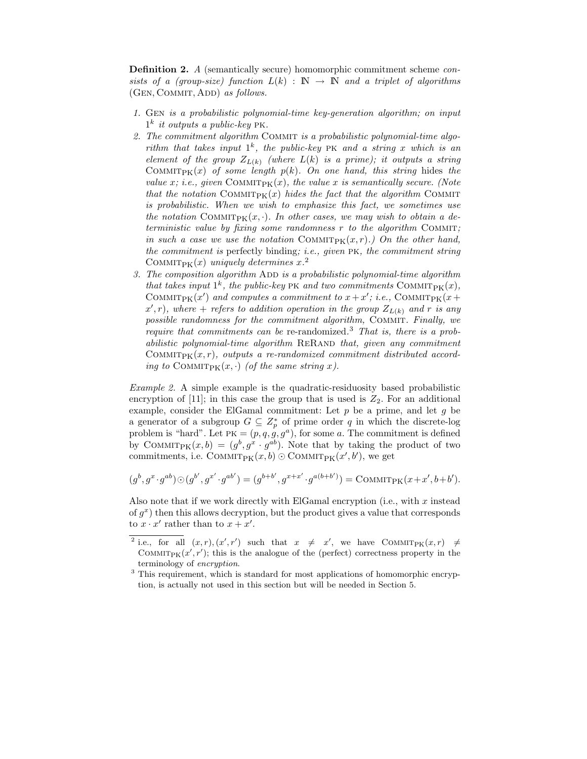**Definition 2.** *A* (semantically secure) homomorphic commitment scheme *consists of a (group-size) function $L(k) : \mathbb{N} \rightarrow \mathbb{N}$ and a triplet of algorithms* (Gen, Commit, Add) *as follows.*

1. Gen *is a probabilistic polynomial-time key-generation algorithm; on input $1^k$ it outputs a public-key* PK.
2. *The commitment algorithm* Commit *is a probabilistic polynomial-time algorithm that takes input $1^k$, the public-key* PK *and a string $x$ which is an element of the group $Z_{L(k)}$ (where $L(k)$ is a prime); it outputs a string $\text{Commit}_{\text{PK}}(x)$ of some length $p(k)$. On one hand, this string* hides *the value $x$; i.e., given $\text{Commit}_{\text{PK}}(x)$, the value $x$ is semantically secure. (Note that the notation $\text{Commit}_{\text{PK}}(x)$ hides the fact that the algorithm* Commit *is probabilistic. When we wish to emphasize this fact, we sometimes use the notation $\text{Commit}_{\text{PK}}(x, \cdot)$. In other cases, we may wish to obtain a deterministic value by fixing some randomness $r$ to the algorithm* Commit*; in such a case we use the notation $\text{Commit}_{\text{PK}}(x, r)$.) On the other hand, the commitment is* perfectly binding*; i.e., given* PK*, the commitment string $\text{Commit}_{\text{PK}}(x)$ uniquely determines $x$.*[2]
3. *The composition algorithm* Add *is a probabilistic polynomial-time algorithm that takes input $1^k$, the public-key* PK *and two commitments $\text{Commit}_{\text{PK}}(x)$, $\text{Commit}_{\text{PK}}(x')$ and computes a commitment to $x + x'$; i.e., $\text{Commit}_{\text{PK}}(x + x', r)$, where $+$ refers to addition operation in the group $Z_{L(k)}$ and $r$ is any possible randomness for the commitment algorithm,* Commit*. Finally, we require that commitments can be* re-randomized.[3] *That is, there is a probabilistic polynomial-time algorithm* ReRand *that, given any commitment $\text{Commit}_{\text{PK}}(x, r)$, outputs a re-randomized commitment distributed according to $\text{Commit}_{\text{PK}}(x, \cdot)$ (of the same string $x$).*

*Example 2.* A simple example is the quadratic-residuosity based probabilistic encryption of [11]; in this case the group that is used is $Z_2$. For an additional example, consider the ElGamal commitment: Let $p$ be a prime, and let $g$ be a generator of a subgroup $G \subseteq Z_p^*$ of prime order $q$ in which the discrete-log problem is "hard". Let $\text{PK} = (p, q, g, g^a)$, for some $a$. The commitment is defined by $\text{Commit}_{\text{PK}}(x, b) = (g^b, g^x \cdot g^{ab})$. Note that by taking the product of two commitments, i.e. $\text{Commit}_{\text{PK}}(x, b) \odot \text{Commit}_{\text{PK}}(x', b')$, we get

$$(g^b, g^x \cdot g^{ab}) \odot (g^{b'}, g^{x'} \cdot g^{ab'}) = (g^{b+b'}, g^{x+x'} \cdot g^{a(b+b')}) = \text{Commit}_{\text{PK}}(x + x', b + b').$$

Also note that if we work directly with ElGamal encryption (i.e., with $x$ instead of $g^x$) then this allows decryption, but the product gives a value that corresponds to $x \cdot x'$ rather than to $x + x'$.

---

[2] i.e., for all $(x, r), (x', r')$ such that $x \neq x'$, we have $\text{Commit}_{\text{PK}}(x, r) \neq \text{Commit}_{\text{PK}}(x', r')$; this is the analogue of the (perfect) correctness property in the terminology of *encryption*.

[3] This requirement, which is standard for most applications of homomorphic encryption, is actually not used in this section but will be needed in Section 5.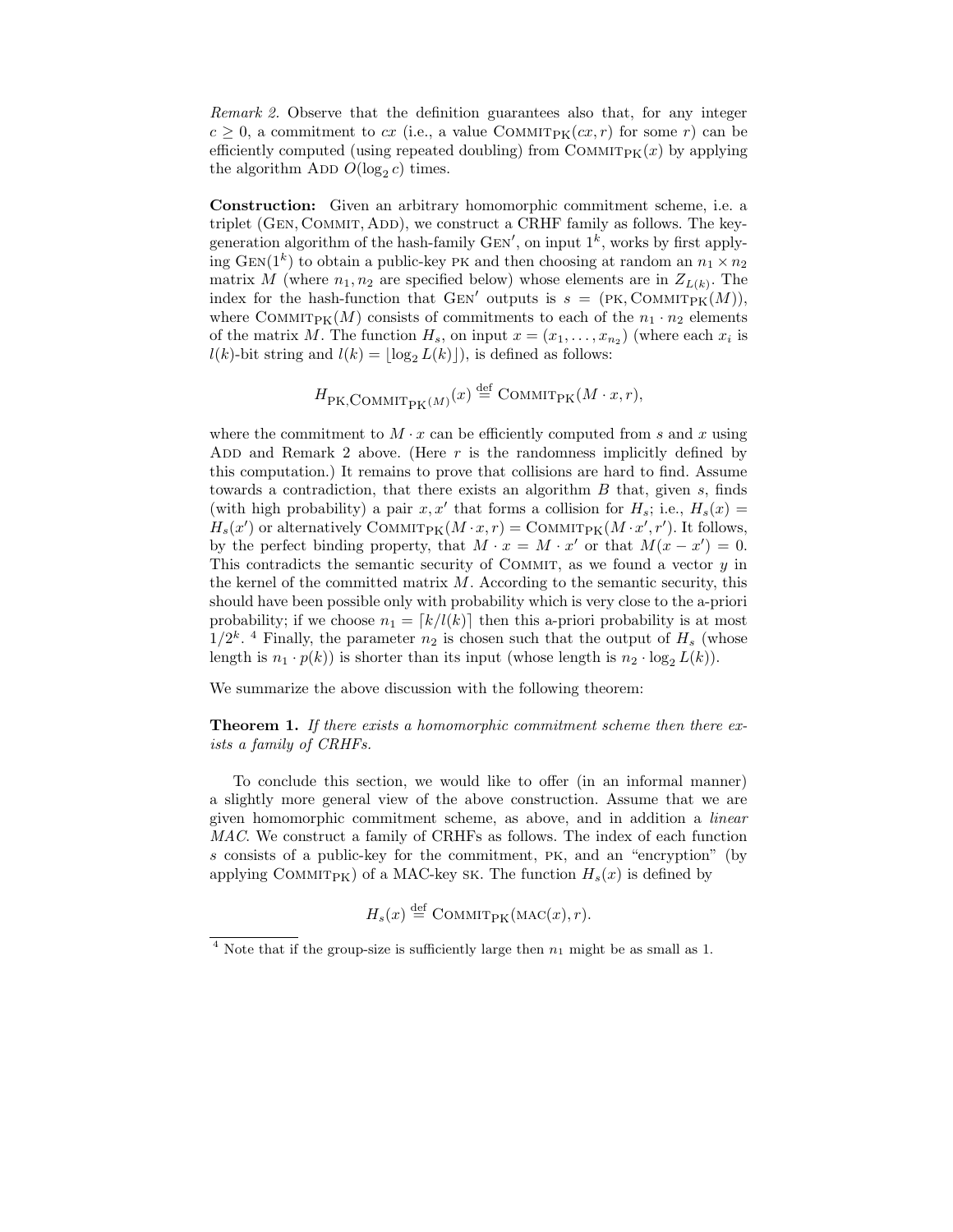*Remark 2.* Observe that the definition guarantees also that, for any integer $c \geq 0$, a commitment to $cx$ (i.e., a value $\text{COMMIT}_{\text{PK}}(cx, r)$ for some $r$) can be efficiently computed (using repeated doubling) from $\text{COMMIT}_{\text{PK}}(x)$ by applying the algorithm ADD $O(\log_2 c)$ times.

**Construction:** Given an arbitrary homomorphic commitment scheme, i.e. a triplet (GEN, COMMIT, ADD), we construct a CRHF family as follows. The key-generation algorithm of the hash-family GEN′, on input $1^k$, works by first applying $\text{GEN}(1^k)$ to obtain a public-key PK and then choosing at random an $n_1 \times n_2$ matrix $M$ (where $n_1, n_2$ are specified below) whose elements are in $Z_{L(k)}$. The index for the hash-function that GEN′ outputs is $s = (\text{PK}, \text{COMMIT}_{\text{PK}}(M))$, where $\text{COMMIT}_{\text{PK}}(M)$ consists of commitments to each of the $n_1 \cdot n_2$ elements of the matrix $M$. The function $H_s$, on input $x = (x_1, \ldots, x_{n_2})$ (where each $x_i$ is $l(k)$-bit string and $l(k) = \lfloor \log_2 L(k) \rfloor$), is defined as follows:

$$H_{\text{PK},\text{COMMIT}_{\text{PK}}(M)}(x) \stackrel{\text{def}}{=} \text{COMMIT}_{\text{PK}}(M \cdot x, r),$$

where the commitment to $M \cdot x$ can be efficiently computed from $s$ and $x$ using ADD and Remark 2 above. (Here $r$ is the randomness implicitly defined by this computation.) It remains to prove that collisions are hard to find. Assume towards a contradiction, that there exists an algorithm $B$ that, given $s$, finds (with high probability) a pair $x, x'$ that forms a collision for $H_s$; i.e., $H_s(x) = H_s(x')$ or alternatively $\text{COMMIT}_{\text{PK}}(M \cdot x, r) = \text{COMMIT}_{\text{PK}}(M \cdot x', r')$. It follows, by the perfect binding property, that $M \cdot x = M \cdot x'$ or that $M(x - x') = 0$. This contradicts the semantic security of COMMIT, as we found a vector $y$ in the kernel of the committed matrix $M$. According to the semantic security, this should have been possible only with probability which is very close to the a-priori probability; if we choose $n_1 = \lceil k/l(k) \rceil$ then this a-priori probability is at most $1/2^k$.[4] Finally, the parameter $n_2$ is chosen such that the output of $H_s$ (whose length is $n_1 \cdot p(k)$) is shorter than its input (whose length is $n_2 \cdot \log_2 L(k)$).

We summarize the above discussion with the following theorem:

**Theorem 1.** *If there exists a homomorphic commitment scheme then there exists a family of CRHFs.*

To conclude this section, we would like to offer (in an informal manner) a slightly more general view of the above construction. Assume that we are given homomorphic commitment scheme, as above, and in addition a *linear MAC*. We construct a family of CRHFs as follows. The index of each function $s$ consists of a public-key for the commitment, PK, and an "encryption" (by applying $\text{COMMIT}_{\text{PK}}$) of a MAC-key SK. The function $H_s(x)$ is defined by

$$H_s(x) \stackrel{\text{def}}{=} \text{COMMIT}_{\text{PK}}(\text{MAC}(x), r).$$

[4] Note that if the group-size is sufficiently large then $n_1$ might be as small as 1.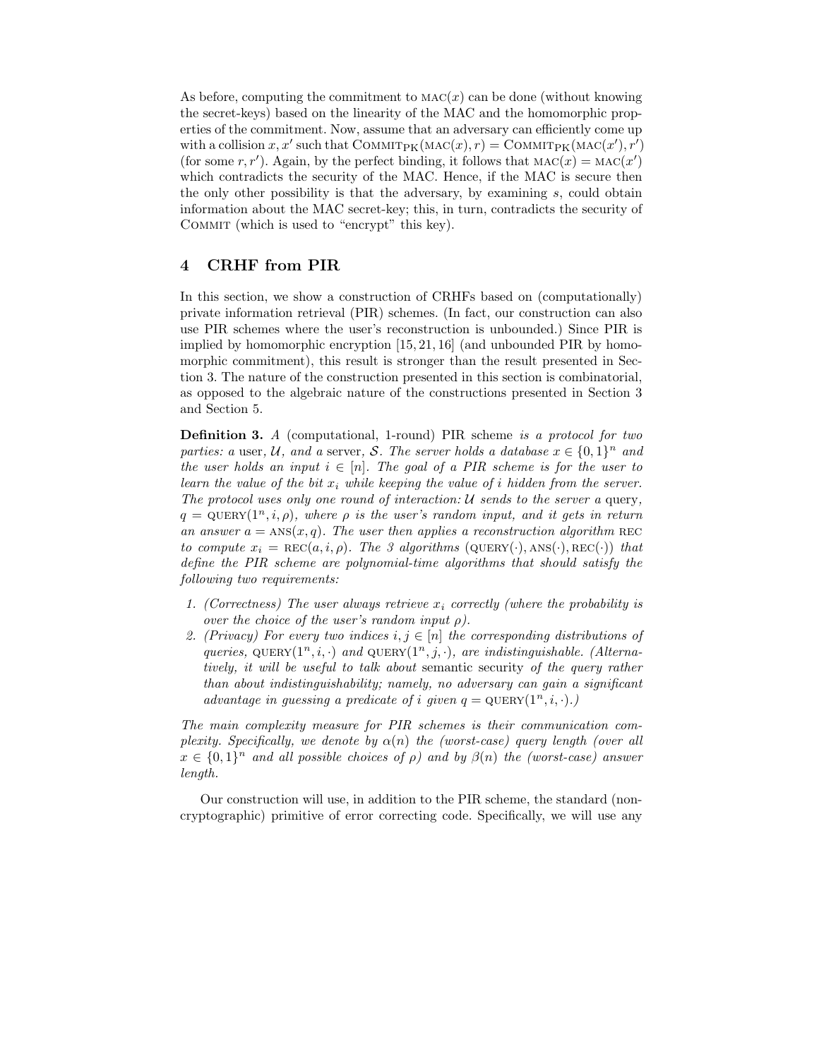As before, computing the commitment to $\text{MAC}(x)$ can be done (without knowing the secret-keys) based on the linearity of the MAC and the homomorphic properties of the commitment. Now, assume that an adversary can efficiently come up with a collision $x, x'$ such that $\text{COMMIT}_{\text{PK}}(\text{MAC}(x), r) = \text{COMMIT}_{\text{PK}}(\text{MAC}(x'), r')$ (for some $r, r'$). Again, by the perfect binding, it follows that $\text{MAC}(x) = \text{MAC}(x')$ which contradicts the security of the MAC. Hence, if the MAC is secure then the only other possibility is that the adversary, by examining $s$, could obtain information about the MAC secret-key; this, in turn, contradicts the security of COMMIT (which is used to "encrypt" this key).

## 4 CRHF from PIR

In this section, we show a construction of CRHFs based on (computationally) private information retrieval (PIR) schemes. (In fact, our construction can also use PIR schemes where the user's reconstruction is unbounded.) Since PIR is implied by homomorphic encryption [15, 21, 16] (and unbounded PIR by homomorphic commitment), this result is stronger than the result presented in Section 3. The nature of the construction presented in this section is combinatorial, as opposed to the algebraic nature of the constructions presented in Section 3 and Section 5.

**Definition 3.** *A* (computational, 1-round) PIR scheme *is a protocol for two parties: a* user, $\mathcal{U}$, *and a* server, $\mathcal{S}$. *The server holds a database $x \in \{0,1\}^n$ and the user holds an input $i \in [n]$. The goal of a PIR scheme is for the user to learn the value of the bit $x_i$ while keeping the value of $i$ hidden from the server. The protocol uses only one round of interaction: $\mathcal{U}$ sends to the server a* query, *$q = \text{QUERY}(1^n, i, \rho)$, where $\rho$ is the user's random input, and it gets in return an answer $a = \text{ANS}(x, q)$. The user then applies a reconstruction algorithm REC to compute $x_i = \text{REC}(a, i, \rho)$. The 3 algorithms $(\text{QUERY}(\cdot), \text{ANS}(\cdot), \text{REC}(\cdot))$ that define the PIR scheme are polynomial-time algorithms that should satisfy the following two requirements:*

1. *(Correctness) The user always retrieve $x_i$ correctly (where the probability is over the choice of the user's random input $\rho$).*
2. *(Privacy) For every two indices $i, j \in [n]$ the corresponding distributions of queries, $\text{QUERY}(1^n, i, \cdot)$ and $\text{QUERY}(1^n, j, \cdot)$, are indistinguishable. (Alternatively, it will be useful to talk about* semantic security *of the query rather than about indistinguishability; namely, no adversary can gain a significant advantage in guessing a predicate of $i$ given $q = \text{QUERY}(1^n, i, \cdot)$.)*

*The main complexity measure for PIR schemes is their communication complexity. Specifically, we denote by $\alpha(n)$ the (worst-case) query length (over all $x \in \{0,1\}^n$ and all possible choices of $\rho$) and by $\beta(n)$ the (worst-case) answer length.*

Our construction will use, in addition to the PIR scheme, the standard (non-cryptographic) primitive of error correcting code. Specifically, we will use any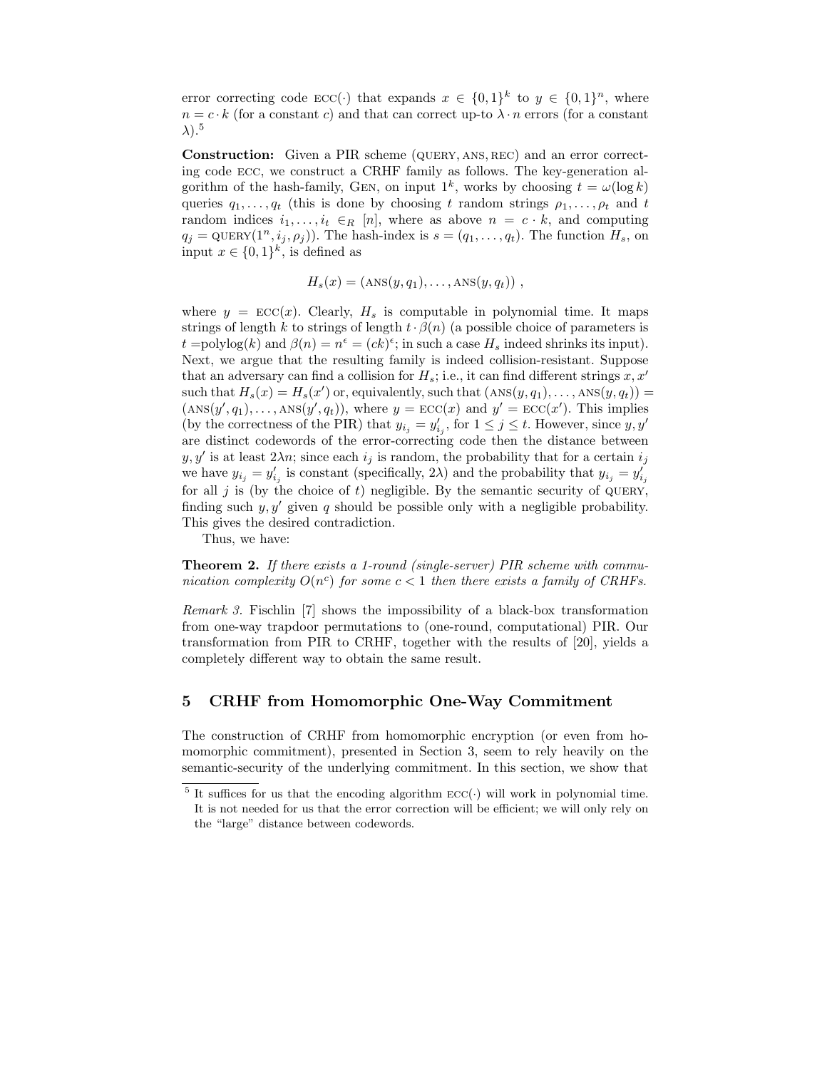error correcting code $\textsc{ecc}(\cdot)$ that expands $x \in \{0,1\}^k$ to $y \in \{0,1\}^n$, where $n = c \cdot k$ (for a constant $c$) and that can correct up-to $\lambda \cdot n$ errors (for a constant $\lambda$).[5]

**Construction:** Given a PIR scheme ($\textsc{query}, \textsc{ans}, \textsc{rec}$) and an error correcting code $\textsc{ecc}$, we construct a CRHF family as follows. The key-generation algorithm of the hash-family, $\textsc{Gen}$, on input $1^k$, works by choosing $t = \omega(\log k)$ queries $q_1, \ldots, q_t$ (this is done by choosing $t$ random strings $\rho_1, \ldots, \rho_t$ and $t$ random indices $i_1, \ldots, i_t \in_R [n]$, where as above $n = c \cdot k$, and computing $q_j = \textsc{query}(1^n, i_j, \rho_j)$). The hash-index is $s = (q_1, \ldots, q_t)$. The function $H_s$, on input $x \in \{0,1\}^k$, is defined as

$$H_s(x) = (\textsc{ans}(y, q_1), \ldots, \textsc{ans}(y, q_t)) \ ,$$

where $y = \textsc{ecc}(x)$. Clearly, $H_s$ is computable in polynomial time. It maps strings of length $k$ to strings of length $t \cdot \beta(n)$ (a possible choice of parameters is $t$ =polylog($k$) and $\beta(n) = n^\epsilon = (ck)^\epsilon$; in such a case $H_s$ indeed shrinks its input). Next, we argue that the resulting family is indeed collision-resistant. Suppose that an adversary can find a collision for $H_s$; i.e., it can find different strings $x, x'$ such that $H_s(x) = H_s(x')$ or, equivalently, such that $(\textsc{ans}(y, q_1), \ldots, \textsc{ans}(y, q_t)) = (\textsc{ans}(y', q_1), \ldots, \textsc{ans}(y', q_t))$, where $y = \textsc{ecc}(x)$ and $y' = \textsc{ecc}(x')$. This implies (by the correctness of the PIR) that $y_{i_j} = y'_{i_j}$, for $1 \le j \le t$. However, since $y, y'$ are distinct codewords of the error-correcting code then the distance between $y, y'$ is at least $2\lambda n$; since each $i_j$ is random, the probability that for a certain $i_j$ we have $y_{i_j} = y'_{i_j}$ is constant (specifically, $2\lambda$) and the probability that $y_{i_j} = y'_{i_j}$ for all $j$ is (by the choice of $t$) negligible. By the semantic security of $\textsc{query}$, finding such $y, y'$ given $q$ should be possible only with a negligible probability. This gives the desired contradiction.

Thus, we have:

**Theorem 2.** *If there exists a 1-round (single-server) PIR scheme with communication complexity $O(n^c)$ for some $c < 1$ then there exists a family of CRHFs.*

*Remark 3.* Fischlin [7] shows the impossibility of a black-box transformation from one-way trapdoor permutations to (one-round, computational) PIR. Our transformation from PIR to CRHF, together with the results of [20], yields a completely different way to obtain the same result.

## 5 CRHF from Homomorphic One-Way Commitment

The construction of CRHF from homomorphic encryption (or even from homomorphic commitment), presented in Section 3, seem to rely heavily on the semantic-security of the underlying commitment. In this section, we show that

[5] It suffices for us that the encoding algorithm $\textsc{ecc}(\cdot)$ will work in polynomial time. It is not needed for us that the error correction will be efficient; we will only rely on the "large" distance between codewords.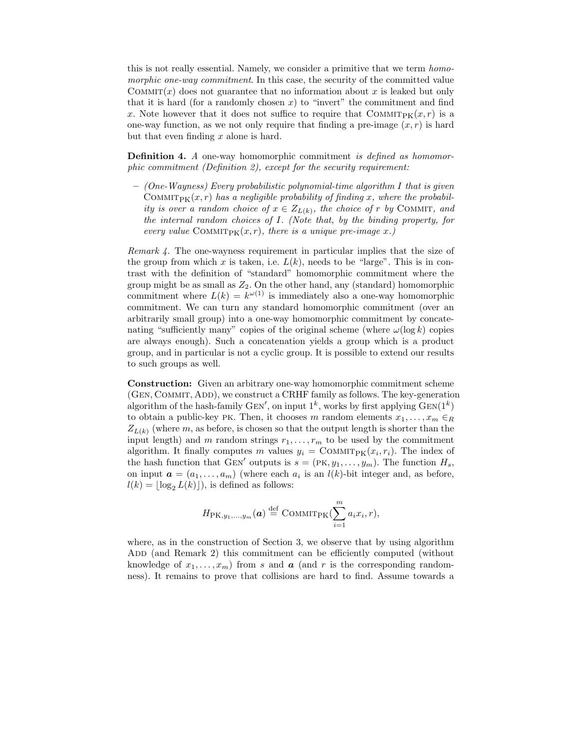this is not really essential. Namely, we consider a primitive that we term *homomorphic one-way commitment*. In this case, the security of the committed value $\text{COMMIT}(x)$ does not guarantee that no information about $x$ is leaked but only that it is hard (for a randomly chosen $x$) to "invert" the commitment and find $x$. Note however that it does not suffice to require that $\text{COMMIT}_{\text{PK}}(x, r)$ is a one-way function, as we not only require that finding a pre-image $(x, r)$ is hard but that even finding $x$ alone is hard.

**Definition 4.** *A* one-way homomorphic commitment *is defined as homomorphic commitment (Definition 2), except for the security requirement:*

– *(One-Wayness) Every probabilistic polynomial-time algorithm $I$ that is given $\text{COMMIT}_{\text{PK}}(x, r)$ has a negligible probability of finding $x$, where the probability is over a random choice of $x \in Z_{L(k)}$, the choice of $r$ by* COMMIT*, and the internal random choices of $I$. (Note that, by the binding property, for every value $\text{COMMIT}_{\text{PK}}(x, r)$, there is a unique pre-image $x$.)*

*Remark 4.* The one-wayness requirement in particular implies that the size of the group from which $x$ is taken, i.e. $L(k)$, needs to be "large". This is in contrast with the definition of "standard" homomorphic commitment where the group might be as small as $Z_2$. On the other hand, any (standard) homomorphic commitment where $L(k) = k^{\omega(1)}$ is immediately also a one-way homomorphic commitment. We can turn any standard homomorphic commitment (over an arbitrarily small group) into a one-way homomorphic commitment by concatenating "sufficiently many" copies of the original scheme (where $\omega(\log k)$ copies are always enough). Such a concatenation yields a group which is a product group, and in particular is not a cyclic group. It is possible to extend our results to such groups as well.

**Construction:** Given an arbitrary one-way homomorphic commitment scheme (GEN, COMMIT, ADD), we construct a CRHF family as follows. The key-generation algorithm of the hash-family $\text{GEN}'$, on input $1^k$, works by first applying $\text{GEN}(1^k)$ to obtain a public-key PK. Then, it chooses $m$ random elements $x_1, \ldots, x_m \in_R Z_{L(k)}$ (where $m$, as before, is chosen so that the output length is shorter than the input length) and $m$ random strings $r_1, \ldots, r_m$ to be used by the commitment algorithm. It finally computes $m$ values $y_i = \text{COMMIT}_{\text{PK}}(x_i, r_i)$. The index of the hash function that $\text{GEN}'$ outputs is $s = (\text{PK}, y_1, \ldots, y_m)$. The function $H_s$, on input $\boldsymbol{a} = (a_1, \ldots, a_m)$ (where each $a_i$ is an $l(k)$-bit integer and, as before, $l(k) = \lfloor \log_2 L(k) \rfloor$), is defined as follows:

$$H_{\text{PK}, y_1, \ldots, y_m}(\boldsymbol{a}) \stackrel{\text{def}}{=} \text{COMMIT}_{\text{PK}}(\sum_{i=1}^{m} a_i x_i, r),$$

where, as in the construction of Section 3, we observe that by using algorithm ADD (and Remark 2) this commitment can be efficiently computed (without knowledge of $x_1, \ldots, x_m$) from $s$ and $\boldsymbol{a}$ (and $r$ is the corresponding randomness). It remains to prove that collisions are hard to find. Assume towards a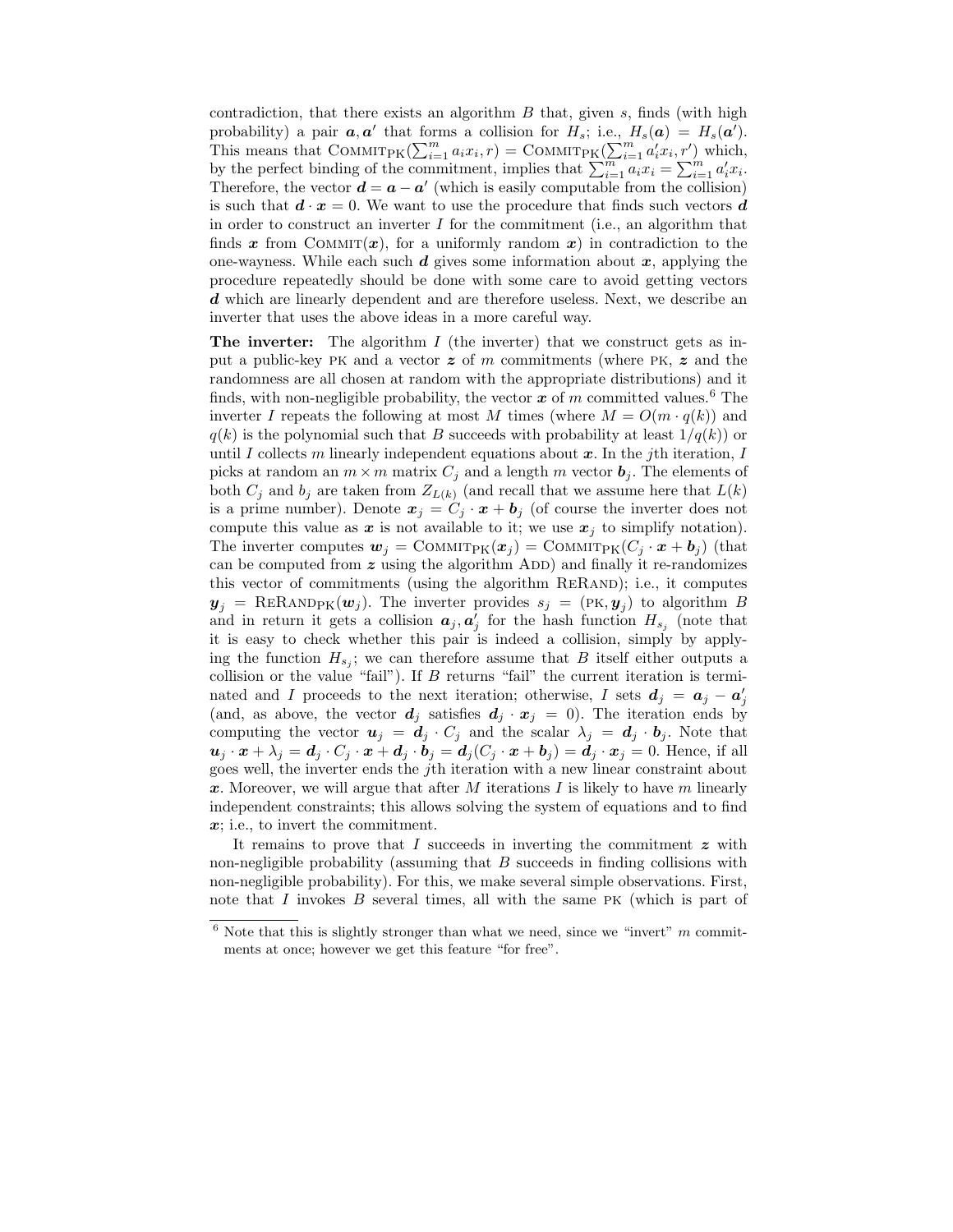contradiction, that there exists an algorithm $B$ that, given $s$, finds (with high probability) a pair $\boldsymbol{a}, \boldsymbol{a}'$ that forms a collision for $H_s$; i.e., $H_s(\boldsymbol{a}) = H_s(\boldsymbol{a}')$. This means that $\text{COMMIT}_{\text{PK}}(\sum_{i=1}^m a_i x_i, r) = \text{COMMIT}_{\text{PK}}(\sum_{i=1}^m a'_i x_i, r')$ which, by the perfect binding of the commitment, implies that $\sum_{i=1}^m a_i x_i = \sum_{i=1}^m a'_i x_i$. Therefore, the vector $\boldsymbol{d} = \boldsymbol{a} - \boldsymbol{a}'$ (which is easily computable from the collision) is such that $\boldsymbol{d} \cdot \boldsymbol{x} = 0$. We want to use the procedure that finds such vectors $\boldsymbol{d}$ in order to construct an inverter $I$ for the commitment (i.e., an algorithm that finds $\boldsymbol{x}$ from $\text{COMMIT}(\boldsymbol{x})$, for a uniformly random $\boldsymbol{x}$) in contradiction to the one-wayness. While each such $\boldsymbol{d}$ gives some information about $\boldsymbol{x}$, applying the procedure repeatedly should be done with some care to avoid getting vectors $\boldsymbol{d}$ which are linearly dependent and are therefore useless. Next, we describe an inverter that uses the above ideas in a more careful way.

**The inverter:** The algorithm $I$ (the inverter) that we construct gets as input a public-key PK and a vector $\boldsymbol{z}$ of $m$ commitments (where PK, $\boldsymbol{z}$ and the randomness are all chosen at random with the appropriate distributions) and it finds, with non-negligible probability, the vector $\boldsymbol{x}$ of $m$ committed values.[6] The inverter $I$ repeats the following at most $M$ times (where $M = O(m \cdot q(k))$ and $q(k)$ is the polynomial such that $B$ succeeds with probability at least $1/q(k)$) or until $I$ collects $m$ linearly independent equations about $\boldsymbol{x}$. In the $j$th iteration, $I$ picks at random an $m \times m$ matrix $C_j$ and a length $m$ vector $\boldsymbol{b}_j$. The elements of both $C_j$ and $b_j$ are taken from $Z_{L(k)}$ (and recall that we assume here that $L(k)$ is a prime number). Denote $\boldsymbol{x}_j = C_j \cdot \boldsymbol{x} + \boldsymbol{b}_j$ (of course the inverter does not compute this value as $\boldsymbol{x}$ is not available to it; we use $\boldsymbol{x}_j$ to simplify notation). The inverter computes $\boldsymbol{w}_j = \text{COMMIT}_{\text{PK}}(\boldsymbol{x}_j) = \text{COMMIT}_{\text{PK}}(C_j \cdot \boldsymbol{x} + \boldsymbol{b}_j)$ (that can be computed from $\boldsymbol{z}$ using the algorithm ADD) and finally it re-randomizes this vector of commitments (using the algorithm RERAND); i.e., it computes $\boldsymbol{y}_j = \text{RERAND}_{\text{PK}}(\boldsymbol{w}_j)$. The inverter provides $s_j = (\text{PK}, \boldsymbol{y}_j)$ to algorithm $B$ and in return it gets a collision $\boldsymbol{a}_j, \boldsymbol{a}'_j$ for the hash function $H_{s_j}$ (note that it is easy to check whether this pair is indeed a collision, simply by applying the function $H_{s_j}$; we can therefore assume that $B$ itself either outputs a collision or the value "fail"). If $B$ returns "fail" the current iteration is terminated and $I$ proceeds to the next iteration; otherwise, $I$ sets $\boldsymbol{d}_j = \boldsymbol{a}_j - \boldsymbol{a}'_j$ (and, as above, the vector $\boldsymbol{d}_j$ satisfies $\boldsymbol{d}_j \cdot \boldsymbol{x}_j = 0$). The iteration ends by computing the vector $\boldsymbol{u}_j = \boldsymbol{d}_j \cdot C_j$ and the scalar $\lambda_j = \boldsymbol{d}_j \cdot \boldsymbol{b}_j$. Note that $\boldsymbol{u}_j \cdot \boldsymbol{x} + \lambda_j = \boldsymbol{d}_j \cdot C_j \cdot \boldsymbol{x} + \boldsymbol{d}_j \cdot \boldsymbol{b}_j = \boldsymbol{d}_j(C_j \cdot \boldsymbol{x} + \boldsymbol{b}_j) = \boldsymbol{d}_j \cdot \boldsymbol{x}_j = 0$. Hence, if all goes well, the inverter ends the $j$th iteration with a new linear constraint about $\boldsymbol{x}$. Moreover, we will argue that after $M$ iterations $I$ is likely to have $m$ linearly independent constraints; this allows solving the system of equations and to find $\boldsymbol{x}$; i.e., to invert the commitment.

It remains to prove that $I$ succeeds in inverting the commitment $\boldsymbol{z}$ with non-negligible probability (assuming that $B$ succeeds in finding collisions with non-negligible probability). For this, we make several simple observations. First, note that $I$ invokes $B$ several times, all with the same PK (which is part of

[6] Note that this is slightly stronger than what we need, since we "invert" $m$ commitments at once; however we get this feature "for free".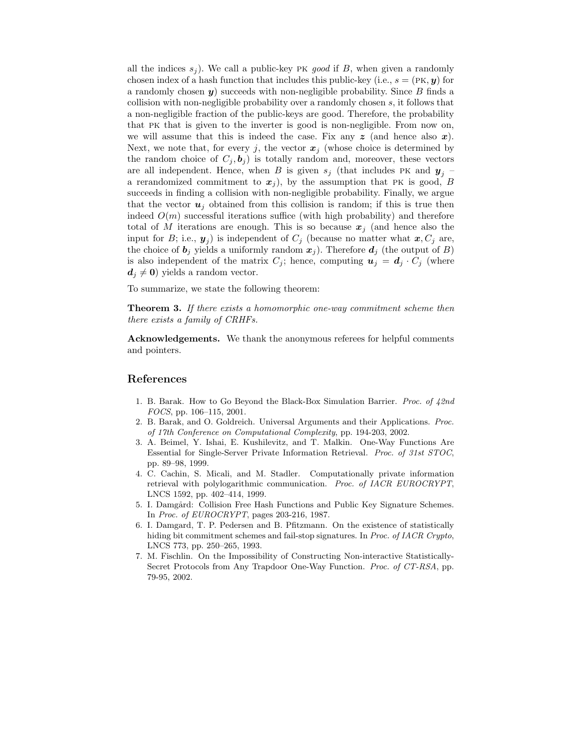all the indices $s_j$). We call a public-key PK *good* if $B$, when given a randomly chosen index of a hash function that includes this public-key (i.e., $s = (\text{PK}, \boldsymbol{y})$ for a randomly chosen $\boldsymbol{y}$) succeeds with non-negligible probability. Since $B$ finds a collision with non-negligible probability over a randomly chosen $s$, it follows that a non-negligible fraction of the public-keys are good. Therefore, the probability that PK that is given to the inverter is good is non-negligible. From now on, we will assume that this is indeed the case. Fix any $\boldsymbol{z}$ (and hence also $\boldsymbol{x}$). Next, we note that, for every $j$, the vector $\boldsymbol{x}_j$ (whose choice is determined by the random choice of $C_j, \boldsymbol{b}_j$) is totally random and, moreover, these vectors are all independent. Hence, when $B$ is given $s_j$ (that includes PK and $\boldsymbol{y}_j$ – a rerandomized commitment to $\boldsymbol{x}_j$), by the assumption that PK is good, $B$ succeeds in finding a collision with non-negligible probability. Finally, we argue that the vector $\boldsymbol{u}_j$ obtained from this collision is random; if this is true then indeed $O(m)$ successful iterations suffice (with high probability) and therefore total of $M$ iterations are enough. This is so because $\boldsymbol{x}_j$ (and hence also the input for $B$; i.e., $\boldsymbol{y}_j$) is independent of $C_j$ (because no matter what $\boldsymbol{x}, C_j$ are, the choice of $\boldsymbol{b}_j$ yields a uniformly random $\boldsymbol{x}_j$). Therefore $\boldsymbol{d}_j$ (the output of $B$) is also independent of the matrix $C_j$; hence, computing $\boldsymbol{u}_j = \boldsymbol{d}_j \cdot C_j$ (where $\boldsymbol{d}_j \neq \boldsymbol{0}$) yields a random vector.

To summarize, we state the following theorem:

**Theorem 3.** *If there exists a homomorphic one-way commitment scheme then there exists a family of CRHFs.*

**Acknowledgements.** We thank the anonymous referees for helpful comments and pointers.

## References

1. B. Barak. How to Go Beyond the Black-Box Simulation Barrier. *Proc. of 42nd FOCS*, pp. 106–115, 2001.
2. B. Barak, and O. Goldreich. Universal Arguments and their Applications. *Proc. of 17th Conference on Computational Complexity*, pp. 194-203, 2002.
3. A. Beimel, Y. Ishai, E. Kushilevitz, and T. Malkin. One-Way Functions Are Essential for Single-Server Private Information Retrieval. *Proc. of 31st STOC*, pp. 89–98, 1999.
4. C. Cachin, S. Micali, and M. Stadler. Computationally private information retrieval with polylogarithmic communication. *Proc. of IACR EUROCRYPT*, LNCS 1592, pp. 402–414, 1999.
5. I. Damgård: Collision Free Hash Functions and Public Key Signature Schemes. In *Proc. of EUROCRYPT*, pages 203-216, 1987.
6. I. Damgard, T. P. Pedersen and B. Pfitzmann. On the existence of statistically hiding bit commitment schemes and fail-stop signatures. In *Proc. of IACR Crypto*, LNCS 773, pp. 250–265, 1993.
7. M. Fischlin. On the Impossibility of Constructing Non-interactive Statistically-Secret Protocols from Any Trapdoor One-Way Function. *Proc. of CT-RSA*, pp. 79-95, 2002.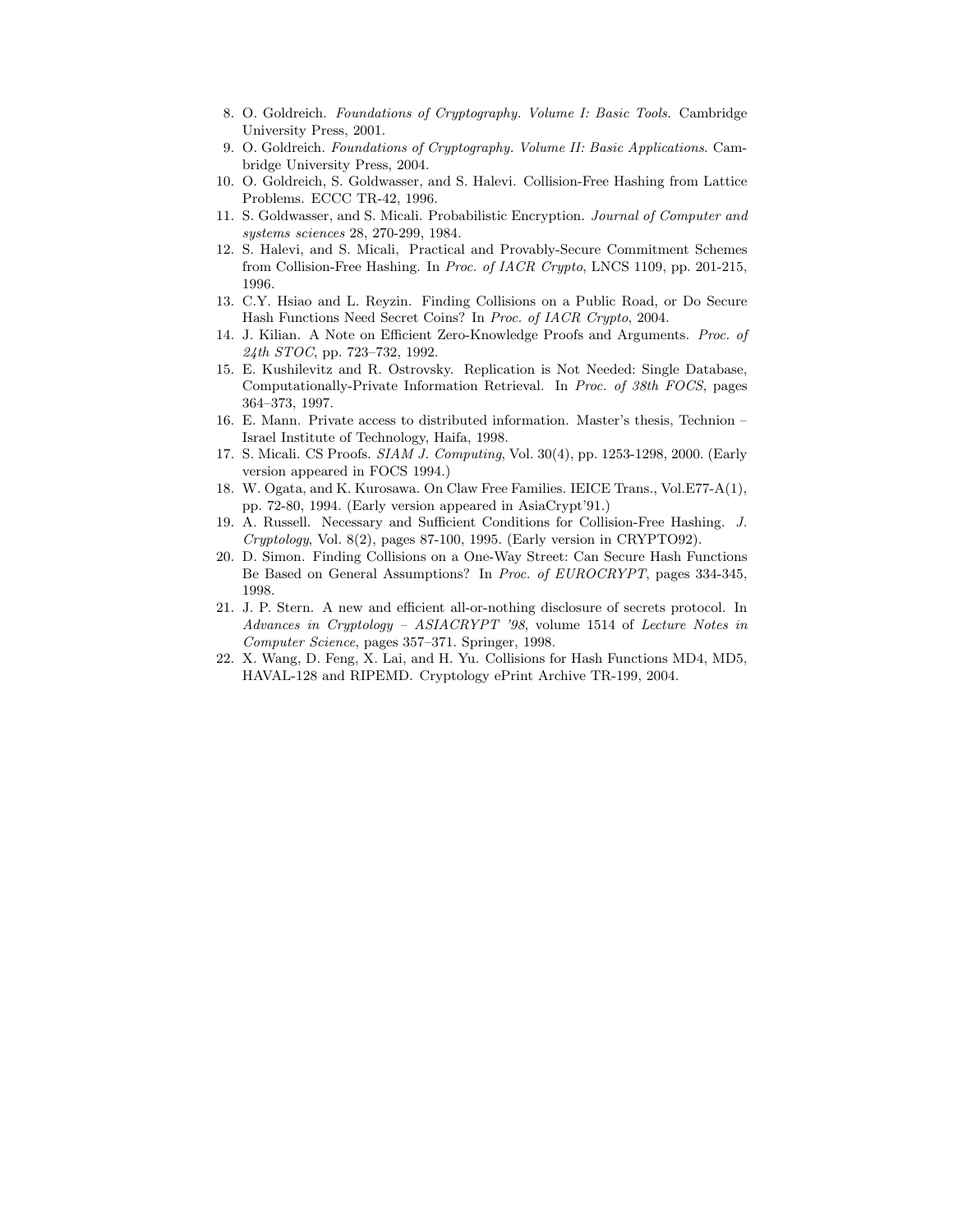8. O. Goldreich. *Foundations of Cryptography. Volume I: Basic Tools*. Cambridge University Press, 2001.
9. O. Goldreich. *Foundations of Cryptography. Volume II: Basic Applications*. Cambridge University Press, 2004.
10. O. Goldreich, S. Goldwasser, and S. Halevi. Collision-Free Hashing from Lattice Problems. ECCC TR-42, 1996.
11. S. Goldwasser, and S. Micali. Probabilistic Encryption. *Journal of Computer and systems sciences* 28, 270-299, 1984.
12. S. Halevi, and S. Micali, Practical and Provably-Secure Commitment Schemes from Collision-Free Hashing. In *Proc. of IACR Crypto*, LNCS 1109, pp. 201-215, 1996.
13. C.Y. Hsiao and L. Reyzin. Finding Collisions on a Public Road, or Do Secure Hash Functions Need Secret Coins? In *Proc. of IACR Crypto*, 2004.
14. J. Kilian. A Note on Efficient Zero-Knowledge Proofs and Arguments. *Proc. of 24th STOC*, pp. 723–732, 1992.
15. E. Kushilevitz and R. Ostrovsky. Replication is Not Needed: Single Database, Computationally-Private Information Retrieval. In *Proc. of 38th FOCS*, pages 364–373, 1997.
16. E. Mann. Private access to distributed information. Master's thesis, Technion – Israel Institute of Technology, Haifa, 1998.
17. S. Micali. CS Proofs. *SIAM J. Computing*, Vol. 30(4), pp. 1253-1298, 2000. (Early version appeared in FOCS 1994.)
18. W. Ogata, and K. Kurosawa. On Claw Free Families. IEICE Trans., Vol.E77-A(1), pp. 72-80, 1994. (Early version appeared in AsiaCrypt'91.)
19. A. Russell. Necessary and Sufficient Conditions for Collision-Free Hashing. *J. Cryptology*, Vol. 8(2), pages 87-100, 1995. (Early version in CRYPTO92).
20. D. Simon. Finding Collisions on a One-Way Street: Can Secure Hash Functions Be Based on General Assumptions? In *Proc. of EUROCRYPT*, pages 334-345, 1998.
21. J. P. Stern. A new and efficient all-or-nothing disclosure of secrets protocol. In *Advances in Cryptology – ASIACRYPT '98*, volume 1514 of *Lecture Notes in Computer Science*, pages 357–371. Springer, 1998.
22. X. Wang, D. Feng, X. Lai, and H. Yu. Collisions for Hash Functions MD4, MD5, HAVAL-128 and RIPEMD. Cryptology ePrint Archive TR-199, 2004.